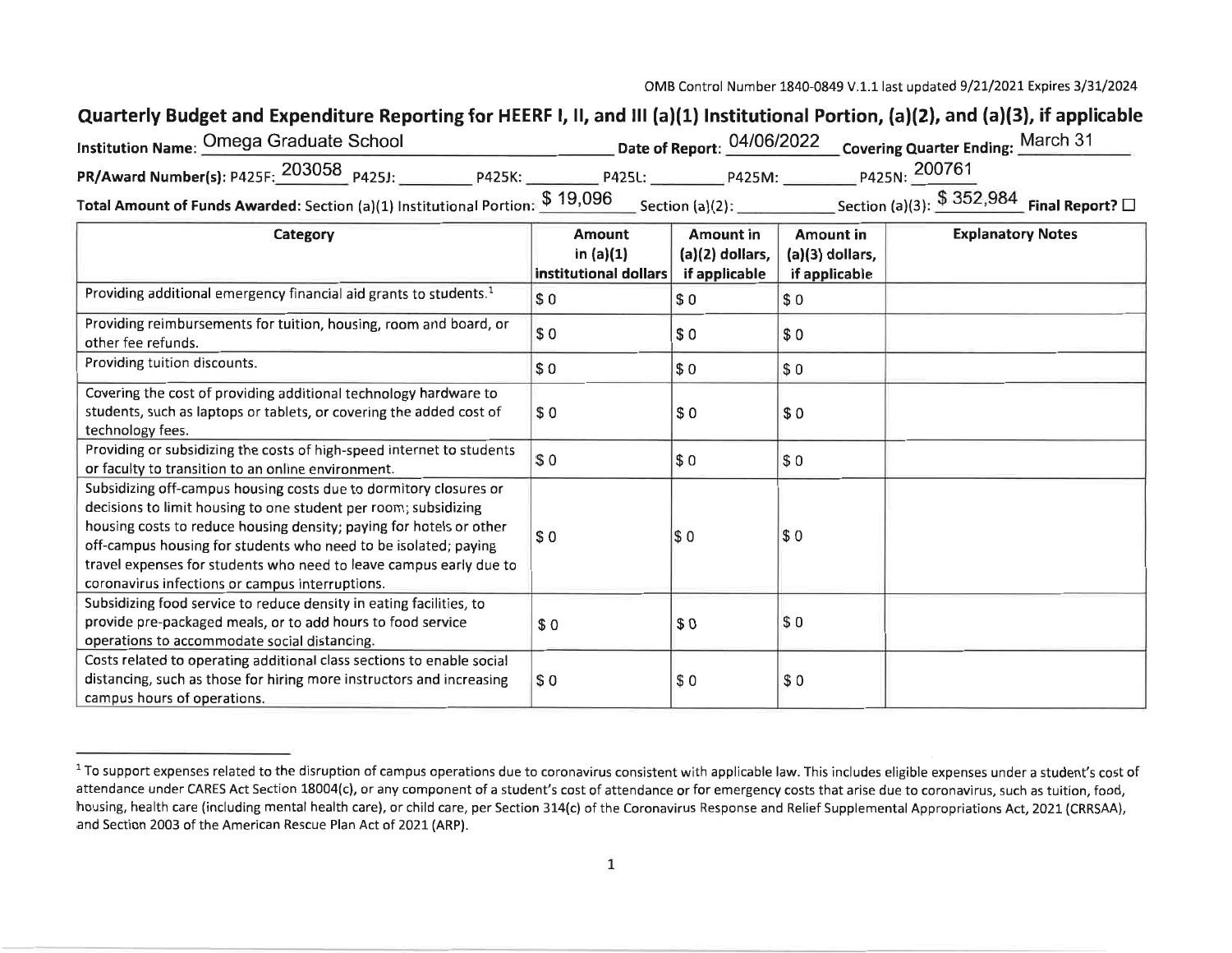OMB Control Number 1840-0849 V.1.1 last updated 9/21/2021 Expires 3/31/2024

# Quarterly Budget and Expenditure Reporting for HEERF I, II, and III (a)(1) Institutional Portion, (a)(2), and (a)(3), if applicable

**Institution Name:** Omega Graduate School **Date of Report:** 04/06/2022 **Covering Quarter Ending:** March 31

**PR/Award Number(s):** P425F: 203058 P425J: ________ P425K: ________ P425L: ________ P425M: ________ P425N: 200761

**Total Amount of Funds Awarded:** Section (a)(1) Institutional Portion: $ 19,096 Section (a)(2): ________ Section (a)(3): $ 352,984 **Final Report?** ☐

| Category | Amount in (a)(1) institutional dollars | Amount in (a)(2) dollars, if applicable | Amount in (a)(3) dollars, if applicable | Explanatory Notes |
|---|---|---|---|---|
| Providing additional emergency financial aid grants to students.[1] | $ 0 | $ 0 | $ 0 | |
| Providing reimbursements for tuition, housing, room and board, or other fee refunds. | $ 0 | $ 0 | $ 0 | |
| Providing tuition discounts. | $ 0 | $ 0 | $ 0 | |
| Covering the cost of providing additional technology hardware to students, such as laptops or tablets, or covering the added cost of technology fees. | $ 0 | $ 0 | $ 0 | |
| Providing or subsidizing the costs of high-speed internet to students or faculty to transition to an online environment. | $ 0 | $ 0 | $ 0 | |
| Subsidizing off-campus housing costs due to dormitory closures or decisions to limit housing to one student per room; subsidizing housing costs to reduce housing density; paying for hotels or other off-campus housing for students who need to be isolated; paying travel expenses for students who need to leave campus early due to coronavirus infections or campus interruptions. | $ 0 | $ 0 | $ 0 | |
| Subsidizing food service to reduce density in eating facilities, to provide pre-packaged meals, or to add hours to food service operations to accommodate social distancing. | $ 0 | $ 0 | $ 0 | |
| Costs related to operating additional class sections to enable social distancing, such as those for hiring more instructors and increasing campus hours of operations. | $ 0 | $ 0 | $ 0 | |

[1] To support expenses related to the disruption of campus operations due to coronavirus consistent with applicable law. This includes eligible expenses under a student's cost of attendance under CARES Act Section 18004(c), or any component of a student's cost of attendance or for emergency costs that arise due to coronavirus, such as tuition, food, housing, health care (including mental health care), or child care, per Section 314(c) of the Coronavirus Response and Relief Supplemental Appropriations Act, 2021 (CRRSAA), and Section 2003 of the American Rescue Plan Act of 2021 (ARP).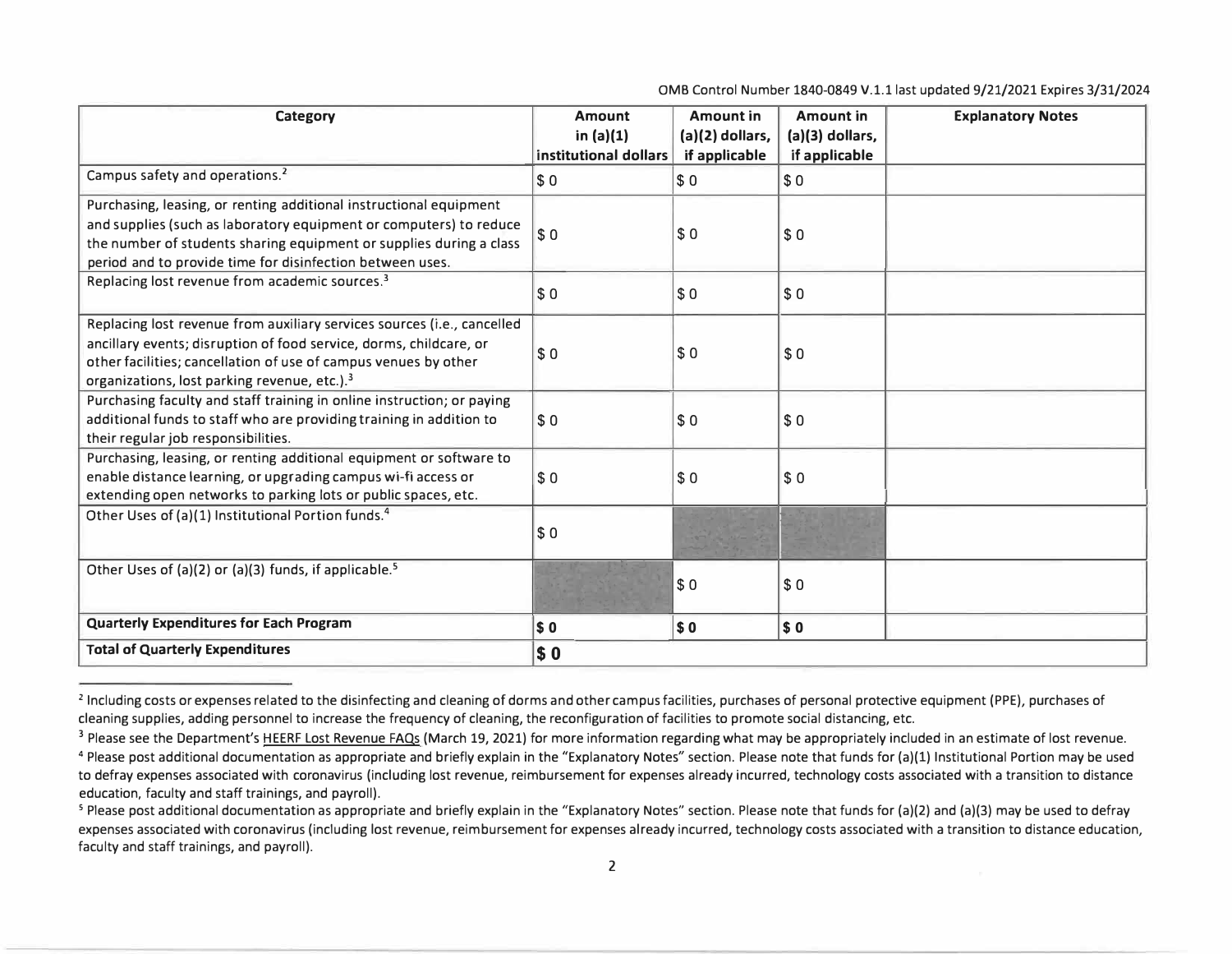OMB Control Number 1840-0849 V.1.1 last updated 9/21/2021 Expires 3/31/2024

| Category | Amount in (a)(1) institutional dollars | Amount in (a)(2) dollars, if applicable | Amount in (a)(3) dollars, if applicable | Explanatory Notes |
|---|---|---|---|---|
| Campus safety and operations.[2] | $ 0 | $ 0 | $ 0 | |
| Purchasing, leasing, or renting additional instructional equipment and supplies (such as laboratory equipment or computers) to reduce the number of students sharing equipment or supplies during a class period and to provide time for disinfection between uses. | $ 0 | $ 0 | $ 0 | |
| Replacing lost revenue from academic sources.[3] | $ 0 | $ 0 | $ 0 | |
| Replacing lost revenue from auxiliary services sources (i.e., cancelled ancillary events; disruption of food service, dorms, childcare, or other facilities; cancellation of use of campus venues by other organizations, lost parking revenue, etc.).[3] | $ 0 | $ 0 | $ 0 | |
| Purchasing faculty and staff training in online instruction; or paying additional funds to staff who are providing training in addition to their regular job responsibilities. | $ 0 | $ 0 | $ 0 | |
| Purchasing, leasing, or renting additional equipment or software to enable distance learning, or upgrading campus wi-fi access or extending open networks to parking lots or public spaces, etc. | $ 0 | $ 0 | $ 0 | |
| Other Uses of (a)(1) Institutional Portion funds.[4] | $ 0 | | | |
| Other Uses of (a)(2) or (a)(3) funds, if applicable.[5] | | $ 0 | $ 0 | |
| **Quarterly Expenditures for Each Program** | **$ 0** | **$ 0** | **$ 0** | |
| **Total of Quarterly Expenditures** | **$ 0** | | | |

[2] Including costs or expenses related to the disinfecting and cleaning of dorms and other campus facilities, purchases of personal protective equipment (PPE), purchases of cleaning supplies, adding personnel to increase the frequency of cleaning, the reconfiguration of facilities to promote social distancing, etc.

[3] Please see the Department's HEERF Lost Revenue FAQs (March 19, 2021) for more information regarding what may be appropriately included in an estimate of lost revenue.

[4] Please post additional documentation as appropriate and briefly explain in the "Explanatory Notes" section. Please note that funds for (a)(1) Institutional Portion may be used to defray expenses associated with coronavirus (including lost revenue, reimbursement for expenses already incurred, technology costs associated with a transition to distance education, faculty and staff trainings, and payroll).

[5] Please post additional documentation as appropriate and briefly explain in the "Explanatory Notes" section. Please note that funds for (a)(2) and (a)(3) may be used to defray expenses associated with coronavirus (including lost revenue, reimbursement for expenses already incurred, technology costs associated with a transition to distance education, faculty and staff trainings, and payroll).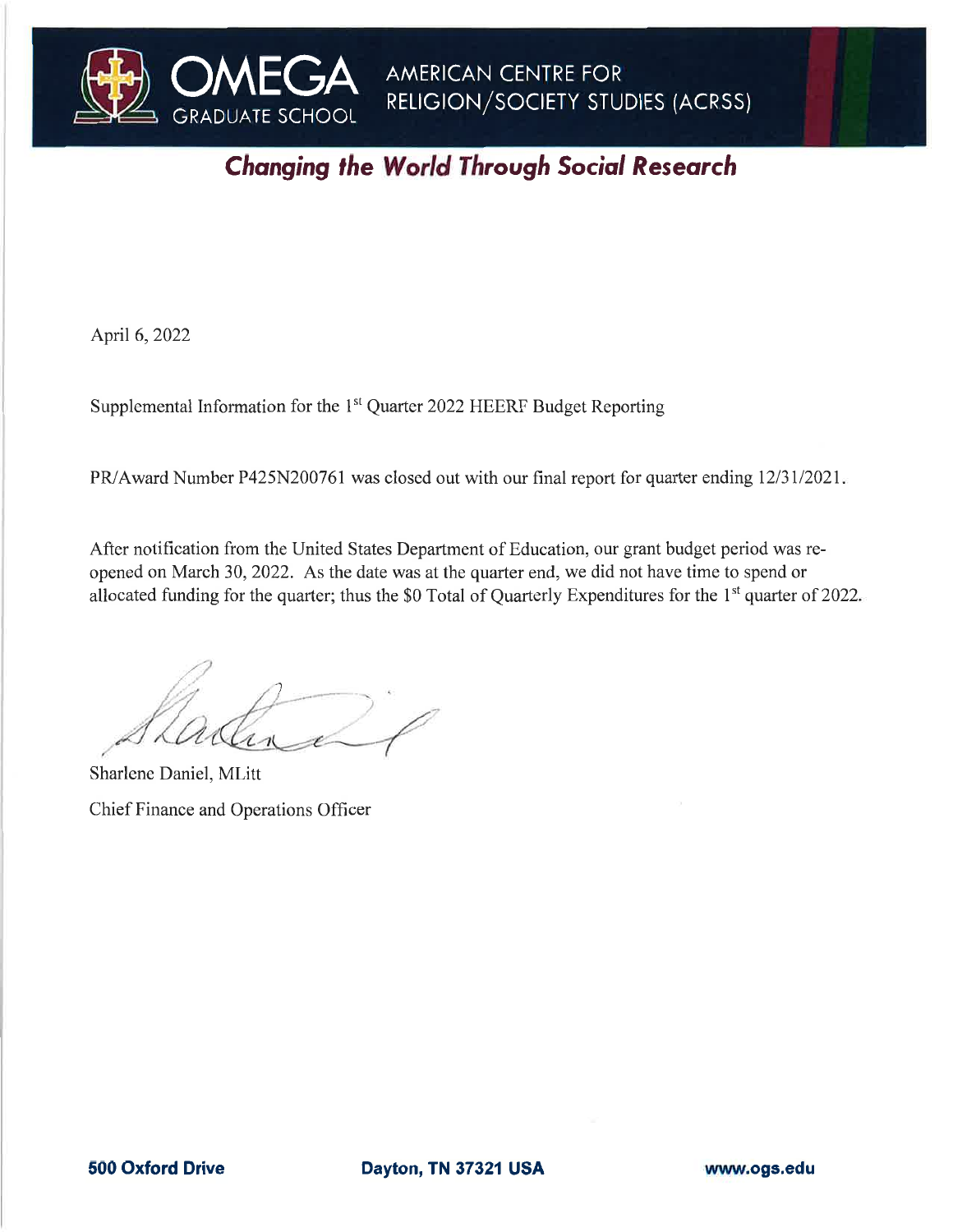OMEGA GRADUATE SCHOOL

AMERICAN CENTRE FOR RELIGION/SOCIETY STUDIES (ACRSS)

***Changing the World Through Social Research***

April 6, 2022

Supplemental Information for the 1st Quarter 2022 HEERF Budget Reporting

PR/Award Number P425N200761 was closed out with our final report for quarter ending 12/31/2021.

After notification from the United States Department of Education, our grant budget period was re-opened on March 30, 2022. As the date was at the quarter end, we did not have time to spend or allocated funding for the quarter; thus the $0 Total of Quarterly Expenditures for the 1st quarter of 2022.

Sharlene Daniel, MLitt

Chief Finance and Operations Officer

**500 Oxford Drive** **Dayton, TN 37321 USA** **www.ogs.edu**